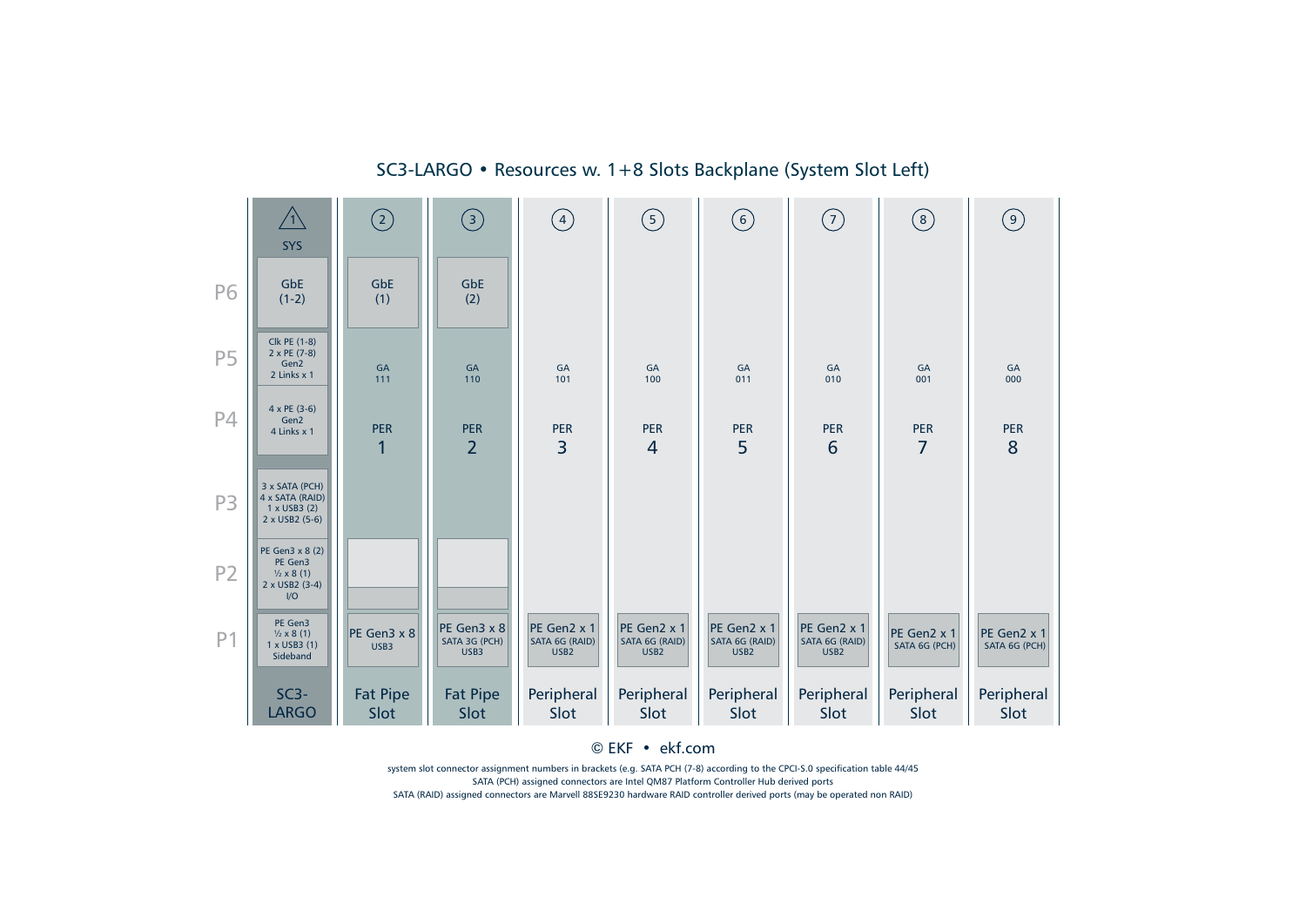# SC3-LARGO • Resources w. 1+8 Slots Backplane (System Slot Left)

| | 1 SYS | 2 | 3 | 4 | 5 | 6 | 7 | 8 | 9 |
|---|---|---|---|---|---|---|---|---|---|
| P6 | GbE (1-2) | GbE (1) | GbE (2) | | | | | | |
| P5 | Clk PE (1-8) 2 x PE (7-8) Gen2 2 Links x 1 | GA 111 | GA 110 | GA 101 | GA 100 | GA 011 | GA 010 | GA 001 | GA 000 |
| P4 | 4 x PE (3-6) Gen2 4 Links x 1 | PER 1 | PER 2 | PER 3 | PER 4 | PER 5 | PER 6 | PER 7 | PER 8 |
| P3 | 3 x SATA (PCH) 4 x SATA (RAID) 1 x USB3 (2) 2 x USB2 (5-6) | | | | | | | | |
| P2 | PE Gen3 x 8 (2) PE Gen3 ½ x 8 (1) 2 x USB2 (3-4) I/O | | | | | | | | |
| P1 | PE Gen3 ½ x 8 (1) 1 x USB3 (1) Sideband | PE Gen3 x 8 USB3 | PE Gen3 x 8 SATA 3G (PCH) USB3 | PE Gen2 x 1 SATA 6G (RAID) USB2 | PE Gen2 x 1 SATA 6G (RAID) USB2 | PE Gen2 x 1 SATA 6G (RAID) USB2 | PE Gen2 x 1 SATA 6G (RAID) USB2 | PE Gen2 x 1 SATA 6G (PCH) | PE Gen2 x 1 SATA 6G (PCH) |
| | SC3-LARGO | Fat Pipe Slot | Fat Pipe Slot | Peripheral Slot | Peripheral Slot | Peripheral Slot | Peripheral Slot | Peripheral Slot | Peripheral Slot |

© EKF • ekf.com

system slot connector assignment numbers in brackets (e.g. SATA PCH (7-8) according to the CPCI-S.0 specification table 44/45

SATA (PCH) assigned connectors are Intel QM87 Platform Controller Hub derived ports

SATA (RAID) assigned connectors are Marvell 88SE9230 hardware RAID controller derived ports (may be operated non RAID)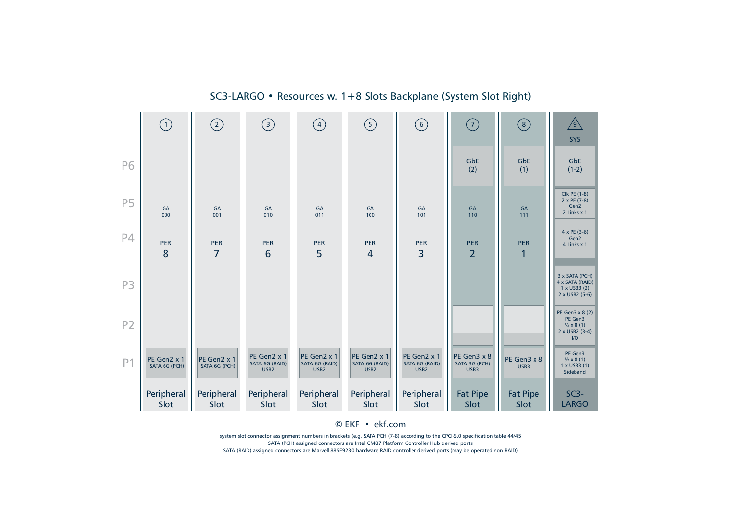# SC3-LARGO • Resources w. 1+8 Slots Backplane (System Slot Right)

| | 1 | 2 | 3 | 4 | 5 | 6 | 7 | 8 | 9 SYS |
|---|---|---|---|---|---|---|---|---|---|
| P6 | | | | | | | GbE (2) | GbE (1) | GbE (1-2) |
| P5 | GA 000 | GA 001 | GA 010 | GA 011 | GA 100 | GA 101 | GA 110 | GA 111 | Clk PE (1-8) 2 x PE (7-8) Gen2 2 Links x 1 |
| P4 | PER 8 | PER 7 | PER 6 | PER 5 | PER 4 | PER 3 | PER 2 | PER 1 | 4 x PE (3-6) Gen2 4 Links x 1 |
| P3 | | | | | | | | | 3 x SATA (PCH) 4 x SATA (RAID) 1 x USB3 (2) 2 x USB2 (5-6) |
| P2 | | | | | | | | | PE Gen3 x 8 (2) PE Gen3 ½ x 8 (1) 2 x USB2 (3-4) I/O |
| P1 | PE Gen2 x 1 SATA 6G (PCH) | PE Gen2 x 1 SATA 6G (PCH) | PE Gen2 x 1 SATA 6G (RAID) USB2 | PE Gen2 x 1 SATA 6G (RAID) USB2 | PE Gen2 x 1 SATA 6G (RAID) USB2 | PE Gen2 x 1 SATA 6G (RAID) USB2 | PE Gen3 x 8 SATA 3G (PCH) USB3 | PE Gen3 x 8 USB3 | PE Gen3 ½ x 8 (1) 1 x USB3 (1) Sideband |
| | Peripheral Slot | Peripheral Slot | Peripheral Slot | Peripheral Slot | Peripheral Slot | Peripheral Slot | Fat Pipe Slot | Fat Pipe Slot | SC3-LARGO |

© EKF • ekf.com

system slot connector assignment numbers in brackets (e.g. SATA PCH (7-8) according to the CPCI-S.0 specification table 44/45

SATA (PCH) assigned connectors are Intel QM87 Platform Controller Hub derived ports

SATA (RAID) assigned connectors are Marvell 88SE9230 hardware RAID controller derived ports (may be operated non RAID)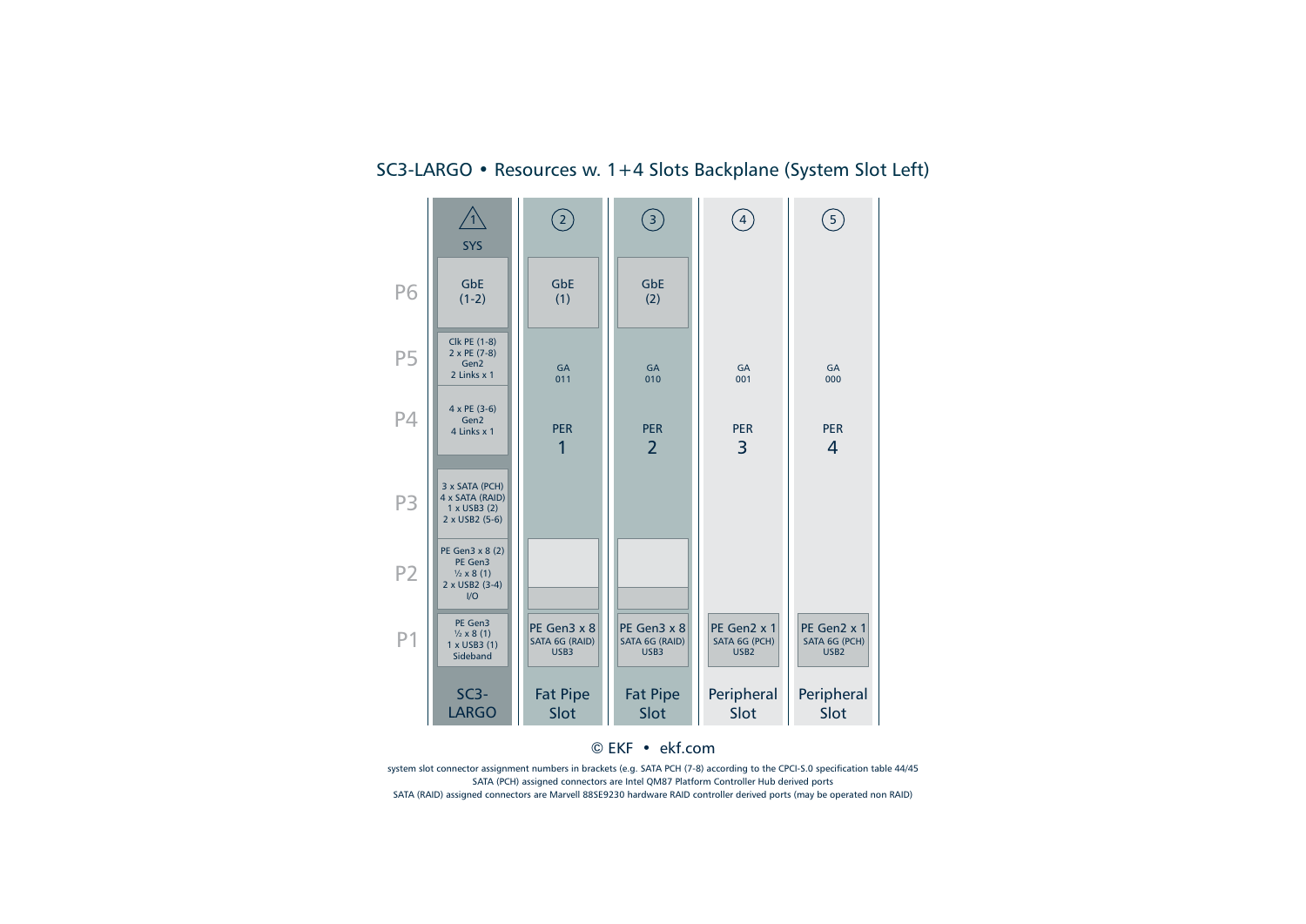## SC3-LARGO • Resources w. 1+4 Slots Backplane (System Slot Left)

| | 1 SYS | 2 | 3 | 4 | 5 |
|---|---|---|---|---|---|
| P6 | GbE (1-2) | GbE (1) | GbE (2) | | |
| P5 | Clk PE (1-8) 2 x PE (7-8) Gen2 2 Links x 1 | GA 011 | GA 010 | GA 001 | GA 000 |
| P4 | 4 x PE (3-6) Gen2 4 Links x 1 | PER 1 | PER 2 | PER 3 | PER 4 |
| P3 | 3 x SATA (PCH) 4 x SATA (RAID) 1 x USB3 (2) 2 x USB2 (5-6) | | | | |
| P2 | PE Gen3 x 8 (2) PE Gen3 ½ x 8 (1) 2 x USB2 (3-4) I/O | | | | |
| P1 | PE Gen3 ½ x 8 (1) 1 x USB3 (1) Sideband | PE Gen3 x 8 SATA 6G (RAID) USB3 | PE Gen3 x 8 SATA 6G (RAID) USB3 | PE Gen2 x 1 SATA 6G (PCH) USB2 | PE Gen2 x 1 SATA 6G (PCH) USB2 |
| | SC3-LARGO | Fat Pipe Slot | Fat Pipe Slot | Peripheral Slot | Peripheral Slot |

© EKF • ekf.com

system slot connector assignment numbers in brackets (e.g. SATA PCH (7-8) according to the CPCI-S.0 specification table 44/45
SATA (PCH) assigned connectors are Intel QM87 Platform Controller Hub derived ports
SATA (RAID) assigned connectors are Marvell 88SE9230 hardware RAID controller derived ports (may be operated non RAID)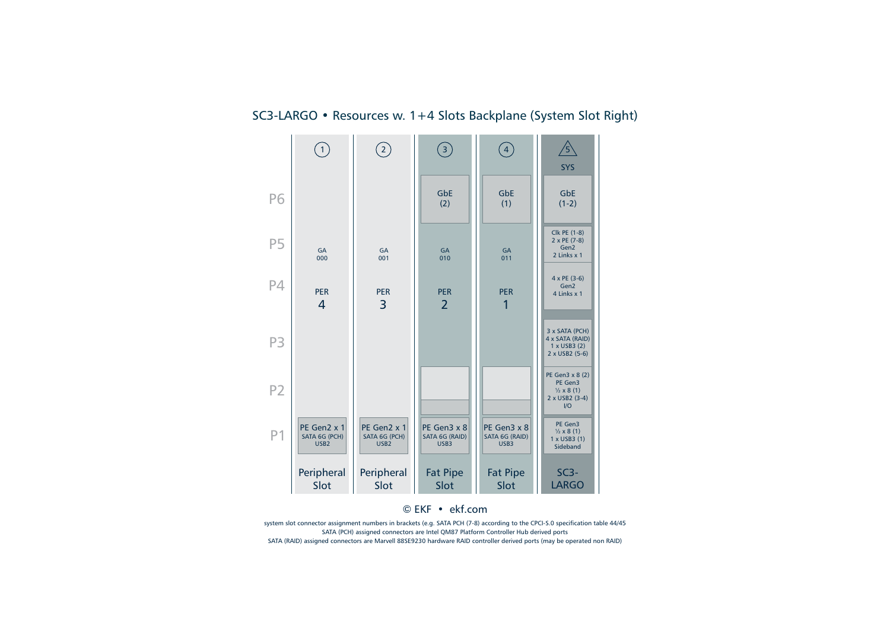## SC3-LARGO • Resources w. 1+4 Slots Backplane (System Slot Right)

| | 1 | 2 | 3 | 4 | 5 SYS |
|---|---|---|---|---|---|
| P6 | | | GbE (2) | GbE (1) | GbE (1-2) |
| P5 | GA 000 | GA 001 | GA 010 | GA 011 | Clk PE (1-8) 2 x PE (7-8) Gen2 2 Links x 1 |
| P4 | PER 4 | PER 3 | PER 2 | PER 1 | 4 x PE (3-6) Gen2 4 Links x 1 |
| P3 | | | | | 3 x SATA (PCH) 4 x SATA (RAID) 1 x USB3 (2) 2 x USB2 (5-6) |
| P2 | | | | | PE Gen3 x 8 (2) PE Gen3 ½ x 8 (1) 2 x USB2 (3-4) I/O |
| P1 | PE Gen2 x 1 SATA 6G (PCH) USB2 | PE Gen2 x 1 SATA 6G (PCH) USB2 | PE Gen3 x 8 SATA 6G (RAID) USB3 | PE Gen3 x 8 SATA 6G (RAID) USB3 | PE Gen3 ½ x 8 (1) 1 x USB3 (1) Sideband |
| | Peripheral Slot | Peripheral Slot | Fat Pipe Slot | Fat Pipe Slot | SC3-LARGO |

© EKF • ekf.com

system slot connector assignment numbers in brackets (e.g. SATA PCH (7-8) according to the CPCI-S.0 specification table 44/45

SATA (PCH) assigned connectors are Intel QM87 Platform Controller Hub derived ports

SATA (RAID) assigned connectors are Marvell 88SE9230 hardware RAID controller derived ports (may be operated non RAID)